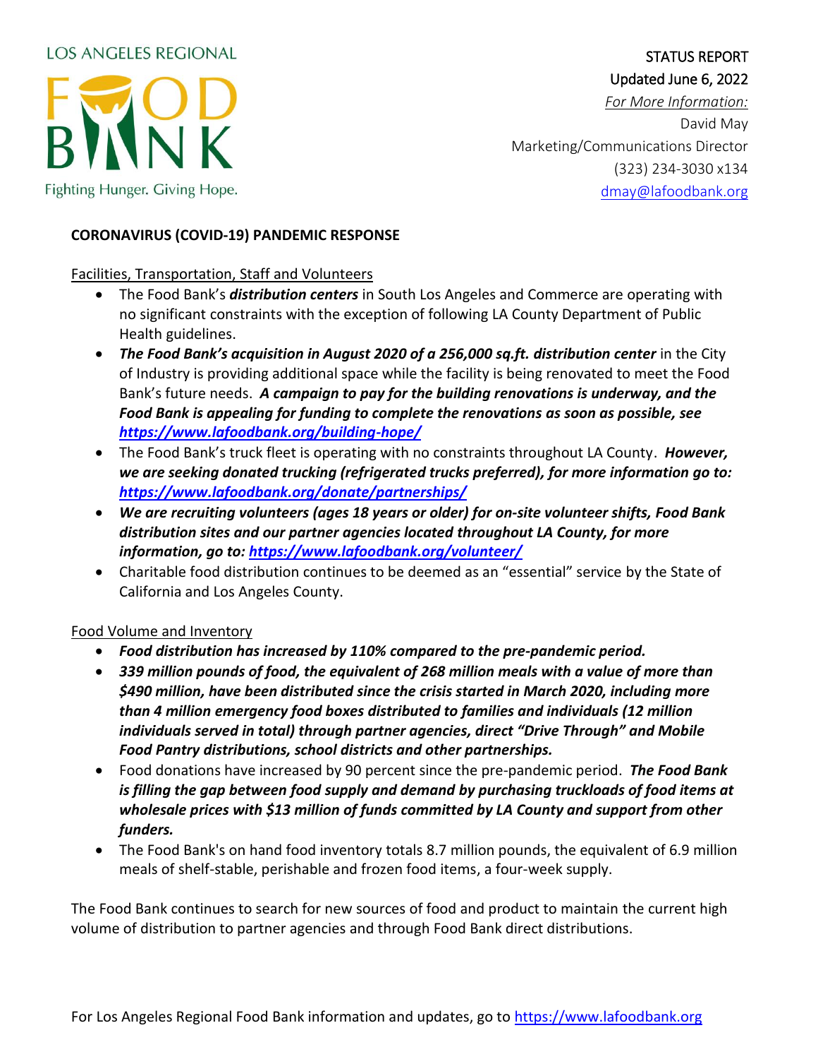LOS ANGELES REGIONAL FOOD BANK

Fighting Hunger. Giving Hope.

STATUS REPORT
Updated June 6, 2022
*For More Information:*
David May
Marketing/Communications Director
(323) 234-3030 x134
dmay@lafoodbank.org

**CORONAVIRUS (COVID-19) PANDEMIC RESPONSE**

Facilities, Transportation, Staff and Volunteers

- The Food Bank's ***distribution centers*** in South Los Angeles and Commerce are operating with no significant constraints with the exception of following LA County Department of Public Health guidelines.
- ***The Food Bank's acquisition in August 2020 of a 256,000 sq.ft. distribution center*** in the City of Industry is providing additional space while the facility is being renovated to meet the Food Bank's future needs. ***A campaign to pay for the building renovations is underway, and the Food Bank is appealing for funding to complete the renovations as soon as possible, see https://www.lafoodbank.org/building-hope/***
- The Food Bank's truck fleet is operating with no constraints throughout LA County. ***However, we are seeking donated trucking (refrigerated trucks preferred), for more information go to: https://www.lafoodbank.org/donate/partnerships/***
- ***We are recruiting volunteers (ages 18 years or older) for on-site volunteer shifts, Food Bank distribution sites and our partner agencies located throughout LA County, for more information, go to: https://www.lafoodbank.org/volunteer/***
- Charitable food distribution continues to be deemed as an "essential" service by the State of California and Los Angeles County.

Food Volume and Inventory

- ***Food distribution has increased by 110% compared to the pre-pandemic period.***
- ***339 million pounds of food, the equivalent of 268 million meals with a value of more than $490 million, have been distributed since the crisis started in March 2020, including more than 4 million emergency food boxes distributed to families and individuals (12 million individuals served in total) through partner agencies, direct "Drive Through" and Mobile Food Pantry distributions, school districts and other partnerships.***
- Food donations have increased by 90 percent since the pre-pandemic period. ***The Food Bank is filling the gap between food supply and demand by purchasing truckloads of food items at wholesale prices with $13 million of funds committed by LA County and support from other funders.***
- The Food Bank's on hand food inventory totals 8.7 million pounds, the equivalent of 6.9 million meals of shelf-stable, perishable and frozen food items, a four-week supply.

The Food Bank continues to search for new sources of food and product to maintain the current high volume of distribution to partner agencies and through Food Bank direct distributions.

For Los Angeles Regional Food Bank information and updates, go to https://www.lafoodbank.org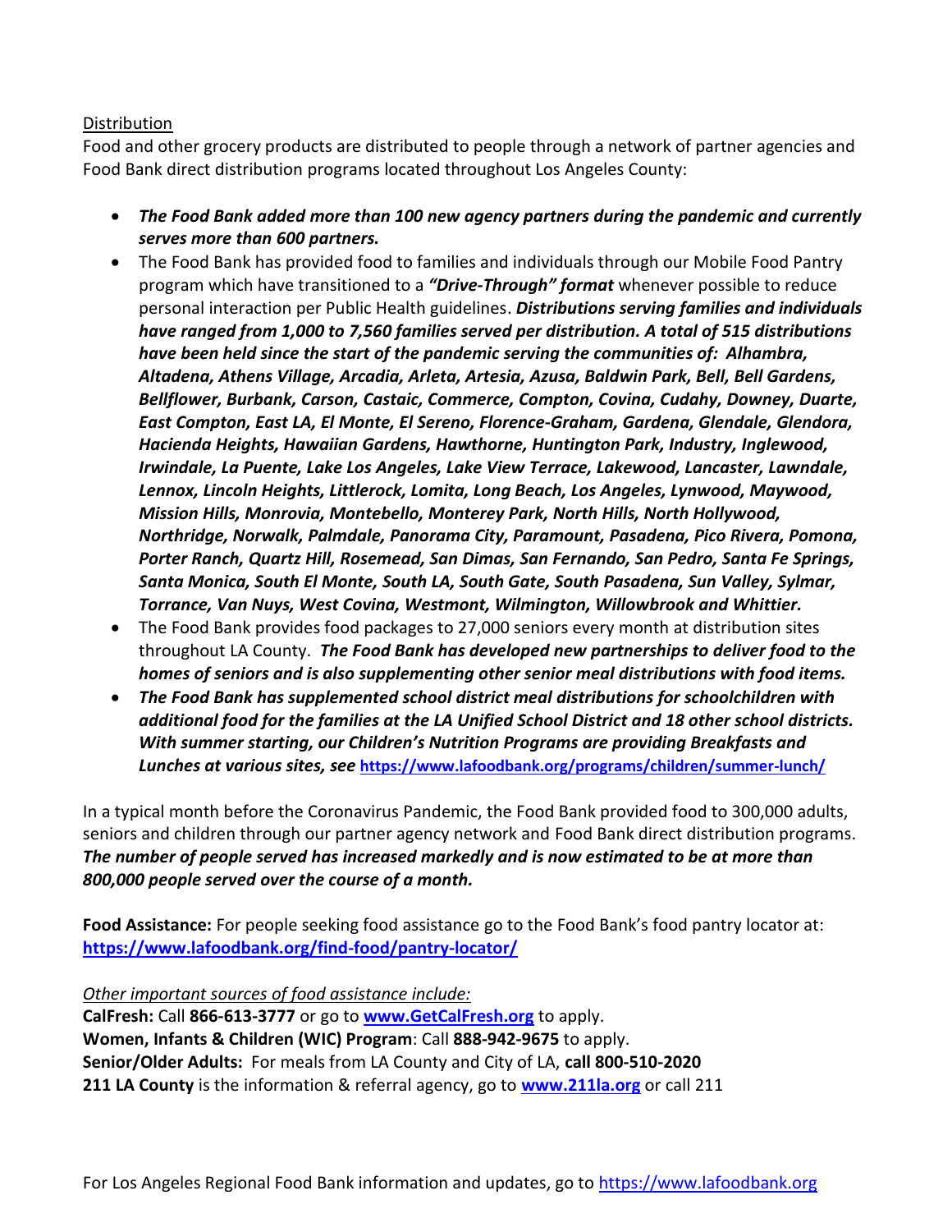<u>Distribution</u>

Food and other grocery products are distributed to people through a network of partner agencies and Food Bank direct distribution programs located throughout Los Angeles County:

- ***The Food Bank added more than 100 new agency partners during the pandemic and currently serves more than 600 partners.***
- The Food Bank has provided food to families and individuals through our Mobile Food Pantry program which have transitioned to a ***"Drive-Through" format*** whenever possible to reduce personal interaction per Public Health guidelines. ***Distributions serving families and individuals have ranged from 1,000 to 7,560 families served per distribution. A total of 515 distributions have been held since the start of the pandemic serving the communities of: Alhambra, Altadena, Athens Village, Arcadia, Arleta, Artesia, Azusa, Baldwin Park, Bell, Bell Gardens, Bellflower, Burbank, Carson, Castaic, Commerce, Compton, Covina, Cudahy, Downey, Duarte, East Compton, East LA, El Monte, El Sereno, Florence-Graham, Gardena, Glendale, Glendora, Hacienda Heights, Hawaiian Gardens, Hawthorne, Huntington Park, Industry, Inglewood, Irwindale, La Puente, Lake Los Angeles, Lake View Terrace, Lakewood, Lancaster, Lawndale, Lennox, Lincoln Heights, Littlerock, Lomita, Long Beach, Los Angeles, Lynwood, Maywood, Mission Hills, Monrovia, Montebello, Monterey Park, North Hills, North Hollywood, Northridge, Norwalk, Palmdale, Panorama City, Paramount, Pasadena, Pico Rivera, Pomona, Porter Ranch, Quartz Hill, Rosemead, San Dimas, San Fernando, San Pedro, Santa Fe Springs, Santa Monica, South El Monte, South LA, South Gate, South Pasadena, Sun Valley, Sylmar, Torrance, Van Nuys, West Covina, Westmont, Wilmington, Willowbrook and Whittier.***
- The Food Bank provides food packages to 27,000 seniors every month at distribution sites throughout LA County. ***The Food Bank has developed new partnerships to deliver food to the homes of seniors and is also supplementing other senior meal distributions with food items.***
- ***The Food Bank has supplemented school district meal distributions for schoolchildren with additional food for the families at the LA Unified School District and 18 other school districts. With summer starting, our Children's Nutrition Programs are providing Breakfasts and Lunches at various sites, see [https://www.lafoodbank.org/programs/children/summer-lunch/](https://www.lafoodbank.org/programs/children/summer-lunch/)***

In a typical month before the Coronavirus Pandemic, the Food Bank provided food to 300,000 adults, seniors and children through our partner agency network and Food Bank direct distribution programs. ***The number of people served has increased markedly and is now estimated to be at more than 800,000 people served over the course of a month.***

**Food Assistance:** For people seeking food assistance go to the Food Bank's food pantry locator at: **[https://www.lafoodbank.org/find-food/pantry-locator/](https://www.lafoodbank.org/find-food/pantry-locator/)**

*<u>Other important sources of food assistance include:</u>*

**CalFresh:** Call **866-613-3777** or go to **[www.GetCalFresh.org](http://www.GetCalFresh.org)** to apply.
**Women, Infants & Children (WIC) Program**: Call **888-942-9675** to apply.
**Senior/Older Adults:** For meals from LA County and City of LA, **call 800-510-2020**
**211 LA County** is the information & referral agency, go to **[www.211la.org](http://www.211la.org)** or call 211

For Los Angeles Regional Food Bank information and updates, go to [https://www.lafoodbank.org](https://www.lafoodbank.org)